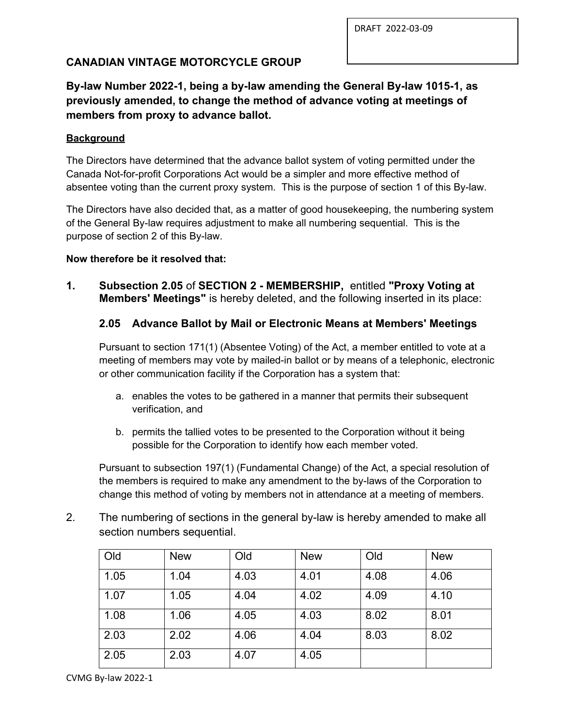DRAFT 2022-03-09

**CANADIAN VINTAGE MOTORCYCLE GROUP**

## By-law Number 2022-1, being a by-law amending the General By-law 1015-1, as previously amended, to change the method of advance voting at meetings of members from proxy to advance ballot.

**Background**

The Directors have determined that the advance ballot system of voting permitted under the Canada Not-for-profit Corporations Act would be a simpler and more effective method of absentee voting than the current proxy system. This is the purpose of section 1 of this By-law.

The Directors have also decided that, as a matter of good housekeeping, the numbering system of the General By-law requires adjustment to make all numbering sequential. This is the purpose of section 2 of this By-law.

**Now therefore be it resolved that:**

1. **Subsection 2.05** of **SECTION 2 - MEMBERSHIP,** entitled **"Proxy Voting at Members' Meetings"** is hereby deleted, and the following inserted in its place:

   ### 2.05 Advance Ballot by Mail or Electronic Means at Members' Meetings

   Pursuant to section 171(1) (Absentee Voting) of the Act, a member entitled to vote at a meeting of members may vote by mailed-in ballot or by means of a telephonic, electronic or other communication facility if the Corporation has a system that:

   a. enables the votes to be gathered in a manner that permits their subsequent verification, and
   b. permits the tallied votes to be presented to the Corporation without it being possible for the Corporation to identify how each member voted.

   Pursuant to subsection 197(1) (Fundamental Change) of the Act, a special resolution of the members is required to make any amendment to the by-laws of the Corporation to change this method of voting by members not in attendance at a meeting of members.

2. The numbering of sections in the general by-law is hereby amended to make all section numbers sequential.

| Old | New | Old | New | Old | New |
|---|---|---|---|---|---|
| 1.05 | 1.04 | 4.03 | 4.01 | 4.08 | 4.06 |
| 1.07 | 1.05 | 4.04 | 4.02 | 4.09 | 4.10 |
| 1.08 | 1.06 | 4.05 | 4.03 | 8.02 | 8.01 |
| 2.03 | 2.02 | 4.06 | 4.04 | 8.03 | 8.02 |
| 2.05 | 2.03 | 4.07 | 4.05 | | |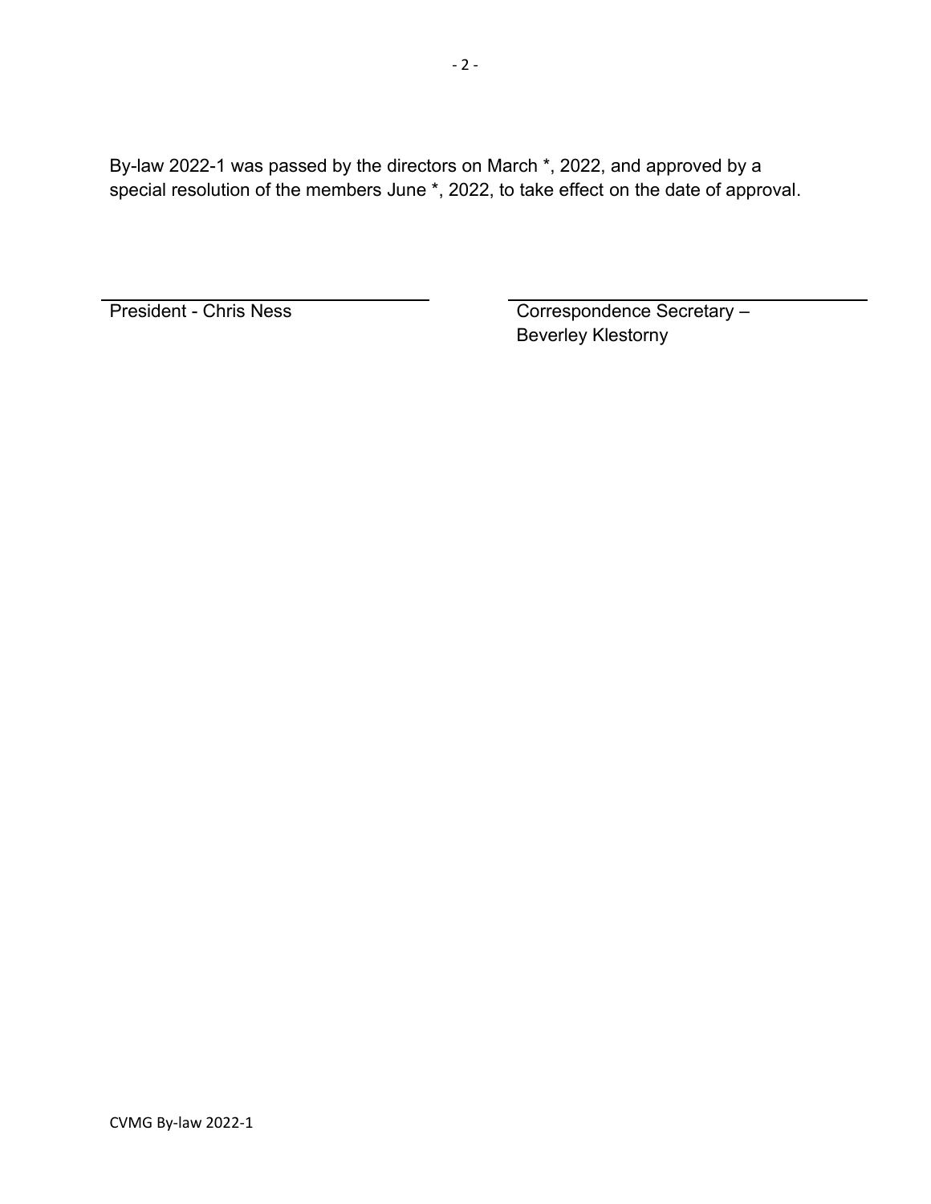By-law 2022-1 was passed by the directors on March *, 2022, and approved by a special resolution of the members June *, 2022, to take effect on the date of approval.

| | |
|---|---|
| President - Chris Ness | Correspondence Secretary – Beverley Klestorny |